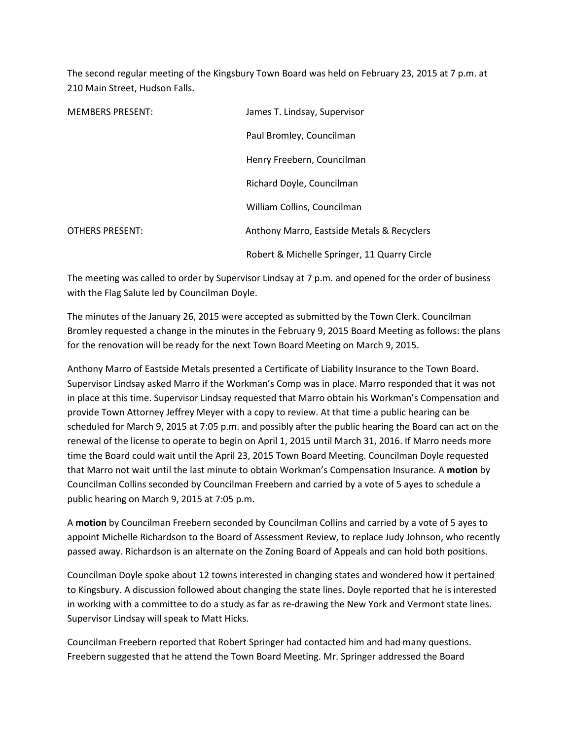The second regular meeting of the Kingsbury Town Board was held on February 23, 2015 at 7 p.m. at 210 Main Street, Hudson Falls.

| | |
|---|---|
| MEMBERS PRESENT: | James T. Lindsay, Supervisor |
| | Paul Bromley, Councilman |
| | Henry Freebern, Councilman |
| | Richard Doyle, Councilman |
| | William Collins, Councilman |
| OTHERS PRESENT: | Anthony Marro, Eastside Metals & Recyclers |
| | Robert & Michelle Springer, 11 Quarry Circle |

The meeting was called to order by Supervisor Lindsay at 7 p.m. and opened for the order of business with the Flag Salute led by Councilman Doyle.

The minutes of the January 26, 2015 were accepted as submitted by the Town Clerk. Councilman Bromley requested a change in the minutes in the February 9, 2015 Board Meeting as follows: the plans for the renovation will be ready for the next Town Board Meeting on March 9, 2015.

Anthony Marro of Eastside Metals presented a Certificate of Liability Insurance to the Town Board. Supervisor Lindsay asked Marro if the Workman's Comp was in place. Marro responded that it was not in place at this time. Supervisor Lindsay requested that Marro obtain his Workman's Compensation and provide Town Attorney Jeffrey Meyer with a copy to review. At that time a public hearing can be scheduled for March 9, 2015 at 7:05 p.m. and possibly after the public hearing the Board can act on the renewal of the license to operate to begin on April 1, 2015 until March 31, 2016. If Marro needs more time the Board could wait until the April 23, 2015 Town Board Meeting. Councilman Doyle requested that Marro not wait until the last minute to obtain Workman's Compensation Insurance. A **motion** by Councilman Collins seconded by Councilman Freebern and carried by a vote of 5 ayes to schedule a public hearing on March 9, 2015 at 7:05 p.m.

A **motion** by Councilman Freebern seconded by Councilman Collins and carried by a vote of 5 ayes to appoint Michelle Richardson to the Board of Assessment Review, to replace Judy Johnson, who recently passed away. Richardson is an alternate on the Zoning Board of Appeals and can hold both positions.

Councilman Doyle spoke about 12 towns interested in changing states and wondered how it pertained to Kingsbury. A discussion followed about changing the state lines. Doyle reported that he is interested in working with a committee to do a study as far as re-drawing the New York and Vermont state lines. Supervisor Lindsay will speak to Matt Hicks.

Councilman Freebern reported that Robert Springer had contacted him and had many questions. Freebern suggested that he attend the Town Board Meeting. Mr. Springer addressed the Board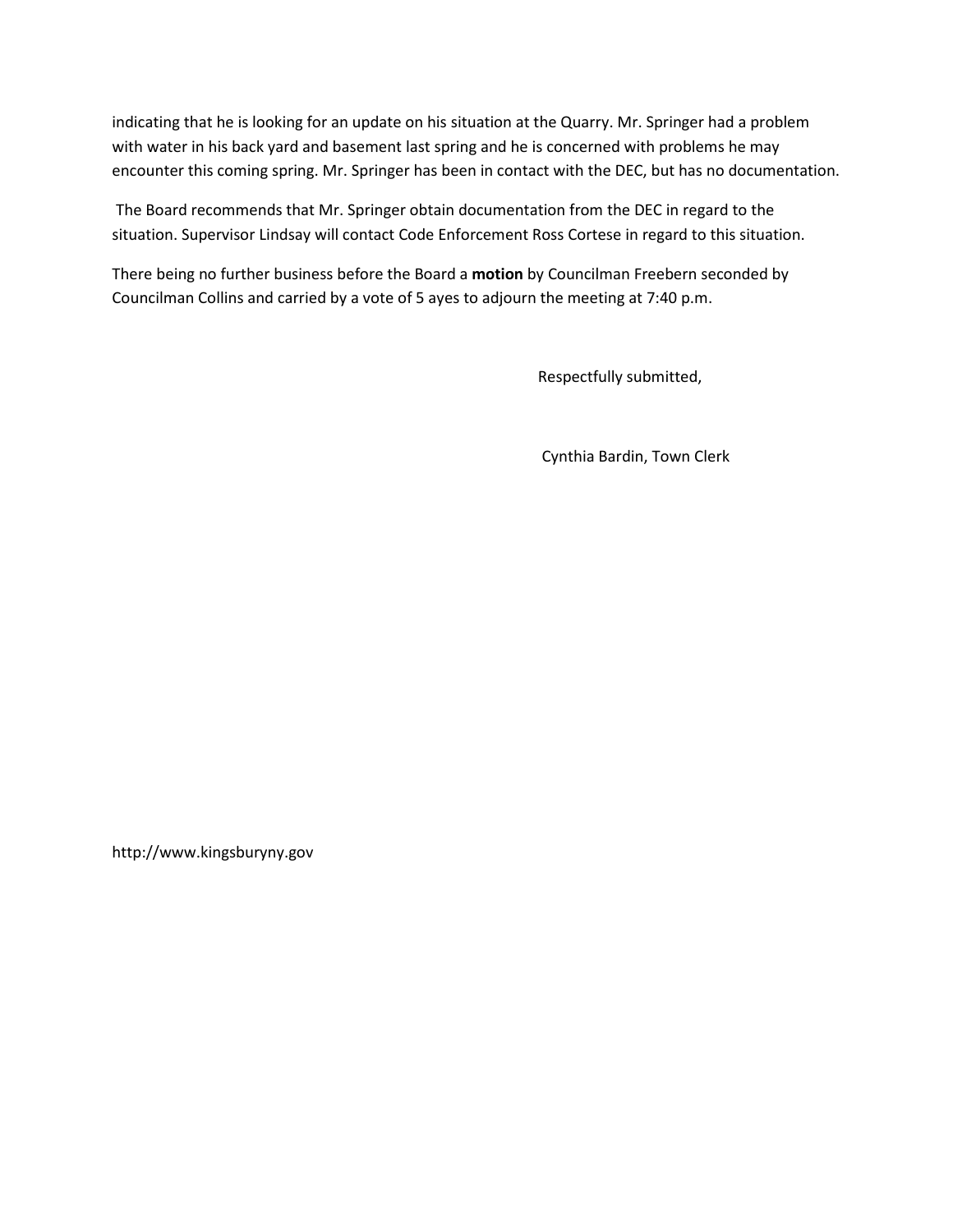indicating that he is looking for an update on his situation at the Quarry. Mr. Springer had a problem with water in his back yard and basement last spring and he is concerned with problems he may encounter this coming spring. Mr. Springer has been in contact with the DEC, but has no documentation.

The Board recommends that Mr. Springer obtain documentation from the DEC in regard to the situation. Supervisor Lindsay will contact Code Enforcement Ross Cortese in regard to this situation.

There being no further business before the Board a **motion** by Councilman Freebern seconded by Councilman Collins and carried by a vote of 5 ayes to adjourn the meeting at 7:40 p.m.

Respectfully submitted,

Cynthia Bardin, Town Clerk

http://www.kingsburyny.gov